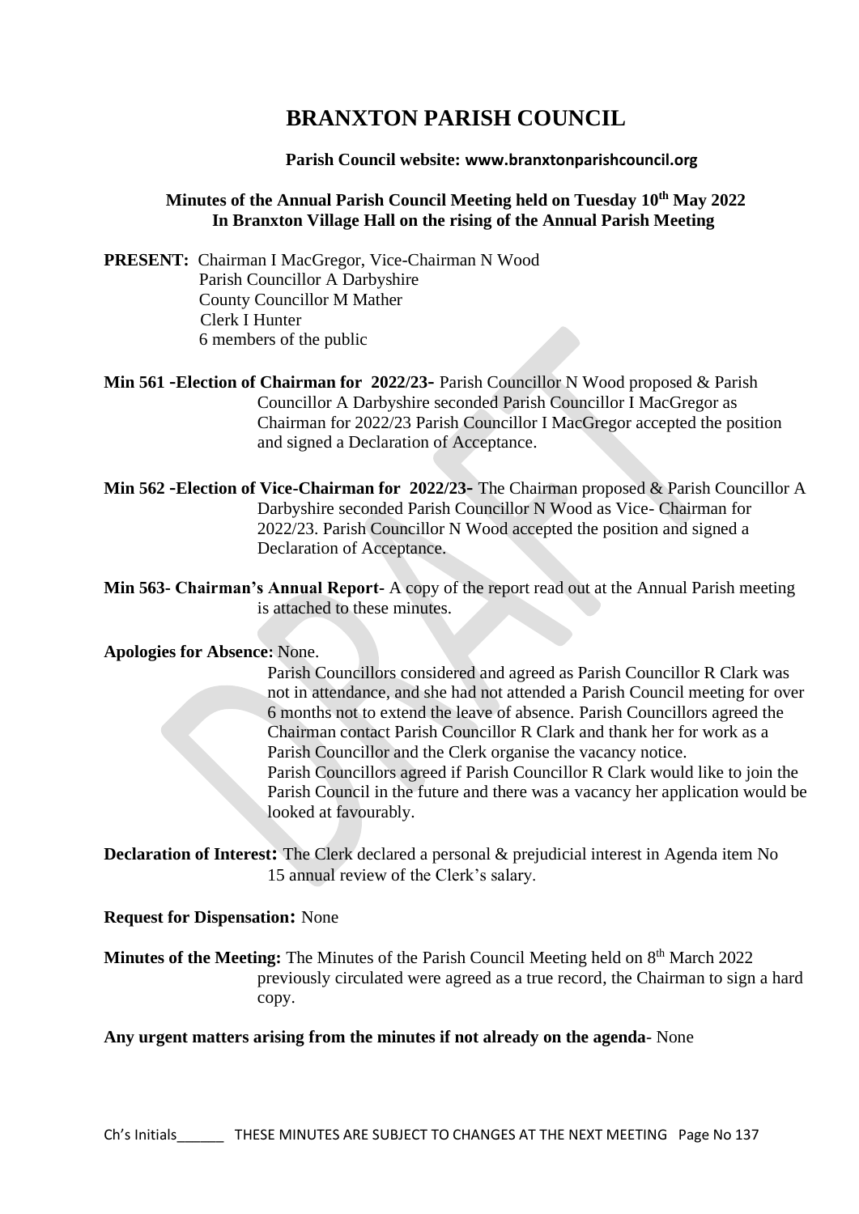# BRANXTON PARISH COUNCIL

**Parish Council website: www.branxtonparishcouncil.org**

**Minutes of the Annual Parish Council Meeting held on Tuesday 10th May 2022 In Branxton Village Hall on the rising of the Annual Parish Meeting**

**PRESENT:** Chairman I MacGregor, Vice-Chairman N Wood
Parish Councillor A Darbyshire
County Councillor M Mather
Clerk I Hunter
6 members of the public

**Min 561 -Election of Chairman for 2022/23-** Parish Councillor N Wood proposed & Parish Councillor A Darbyshire seconded Parish Councillor I MacGregor as Chairman for 2022/23 Parish Councillor I MacGregor accepted the position and signed a Declaration of Acceptance.

**Min 562 -Election of Vice-Chairman for 2022/23-** The Chairman proposed & Parish Councillor A Darbyshire seconded Parish Councillor N Wood as Vice- Chairman for 2022/23. Parish Councillor N Wood accepted the position and signed a Declaration of Acceptance.

**Min 563- Chairman's Annual Report-** A copy of the report read out at the Annual Parish meeting is attached to these minutes.

**Apologies for Absence:** None.

Parish Councillors considered and agreed as Parish Councillor R Clark was not in attendance, and she had not attended a Parish Council meeting for over 6 months not to extend the leave of absence. Parish Councillors agreed the Chairman contact Parish Councillor R Clark and thank her for work as a Parish Councillor and the Clerk organise the vacancy notice.
Parish Councillors agreed if Parish Councillor R Clark would like to join the Parish Council in the future and there was a vacancy her application would be looked at favourably.

**Declaration of Interest:** The Clerk declared a personal & prejudicial interest in Agenda item No 15 annual review of the Clerk's salary.

**Request for Dispensation:** None

**Minutes of the Meeting:** The Minutes of the Parish Council Meeting held on 8th March 2022 previously circulated were agreed as a true record, the Chairman to sign a hard copy.

**Any urgent matters arising from the minutes if not already on the agenda**- None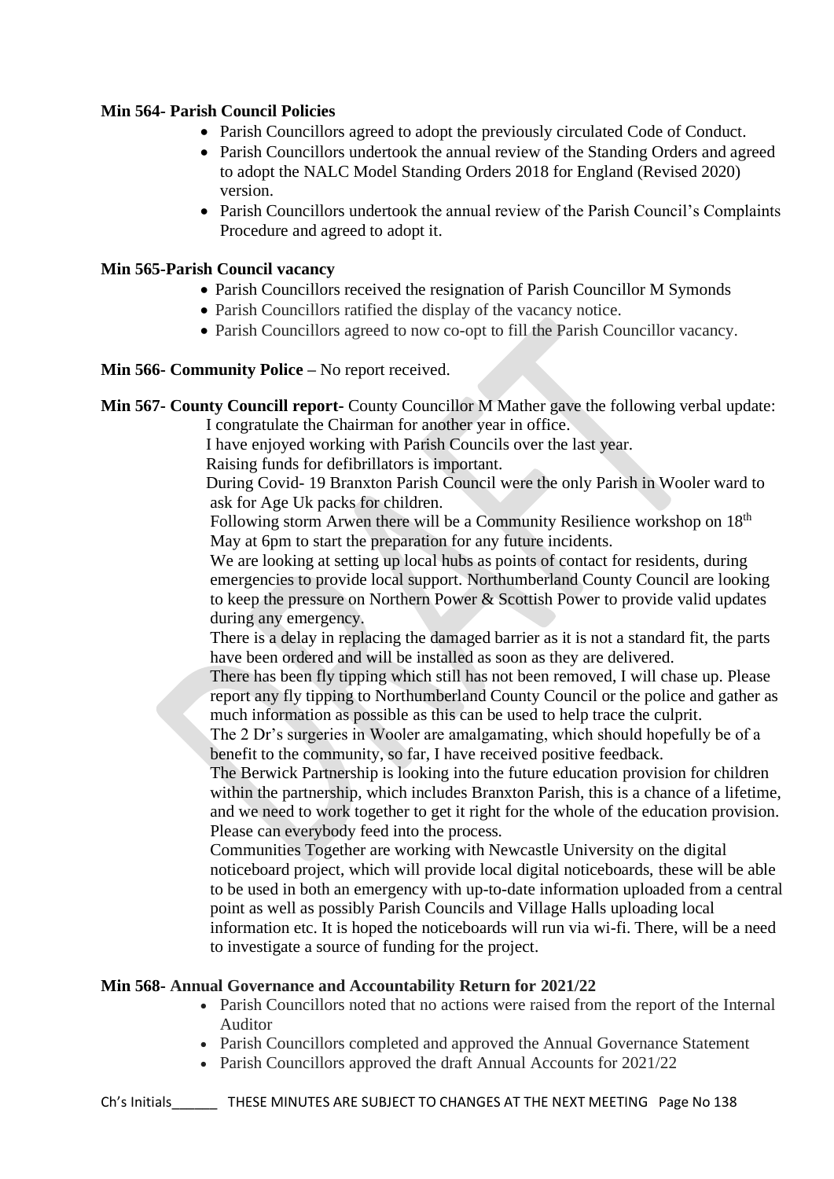**Min 564- Parish Council Policies**

- Parish Councillors agreed to adopt the previously circulated Code of Conduct.
- Parish Councillors undertook the annual review of the Standing Orders and agreed to adopt the NALC Model Standing Orders 2018 for England (Revised 2020) version.
- Parish Councillors undertook the annual review of the Parish Council's Complaints Procedure and agreed to adopt it.

**Min 565-Parish Council vacancy**

- Parish Councillors received the resignation of Parish Councillor M Symonds
- Parish Councillors ratified the display of the vacancy notice.
- Parish Councillors agreed to now co-opt to fill the Parish Councillor vacancy.

**Min 566- Community Police –** No report received.

**Min 567- County Councill report-** County Councillor M Mather gave the following verbal update:

I congratulate the Chairman for another year in office.

I have enjoyed working with Parish Councils over the last year.

Raising funds for defibrillators is important.

During Covid- 19 Branxton Parish Council were the only Parish in Wooler ward to ask for Age Uk packs for children.

Following storm Arwen there will be a Community Resilience workshop on 18th May at 6pm to start the preparation for any future incidents.

We are looking at setting up local hubs as points of contact for residents, during emergencies to provide local support. Northumberland County Council are looking to keep the pressure on Northern Power & Scottish Power to provide valid updates during any emergency.

There is a delay in replacing the damaged barrier as it is not a standard fit, the parts have been ordered and will be installed as soon as they are delivered.

There has been fly tipping which still has not been removed, I will chase up. Please report any fly tipping to Northumberland County Council or the police and gather as much information as possible as this can be used to help trace the culprit.

The 2 Dr's surgeries in Wooler are amalgamating, which should hopefully be of a benefit to the community, so far, I have received positive feedback.

The Berwick Partnership is looking into the future education provision for children within the partnership, which includes Branxton Parish, this is a chance of a lifetime, and we need to work together to get it right for the whole of the education provision. Please can everybody feed into the process.

Communities Together are working with Newcastle University on the digital noticeboard project, which will provide local digital noticeboards, these will be able to be used in both an emergency with up-to-date information uploaded from a central point as well as possibly Parish Councils and Village Halls uploading local information etc. It is hoped the noticeboards will run via wi-fi. There, will be a need to investigate a source of funding for the project.

**Min 568- Annual Governance and Accountability Return for 2021/22**

- Parish Councillors noted that no actions were raised from the report of the Internal Auditor
- Parish Councillors completed and approved the Annual Governance Statement
- Parish Councillors approved the draft Annual Accounts for 2021/22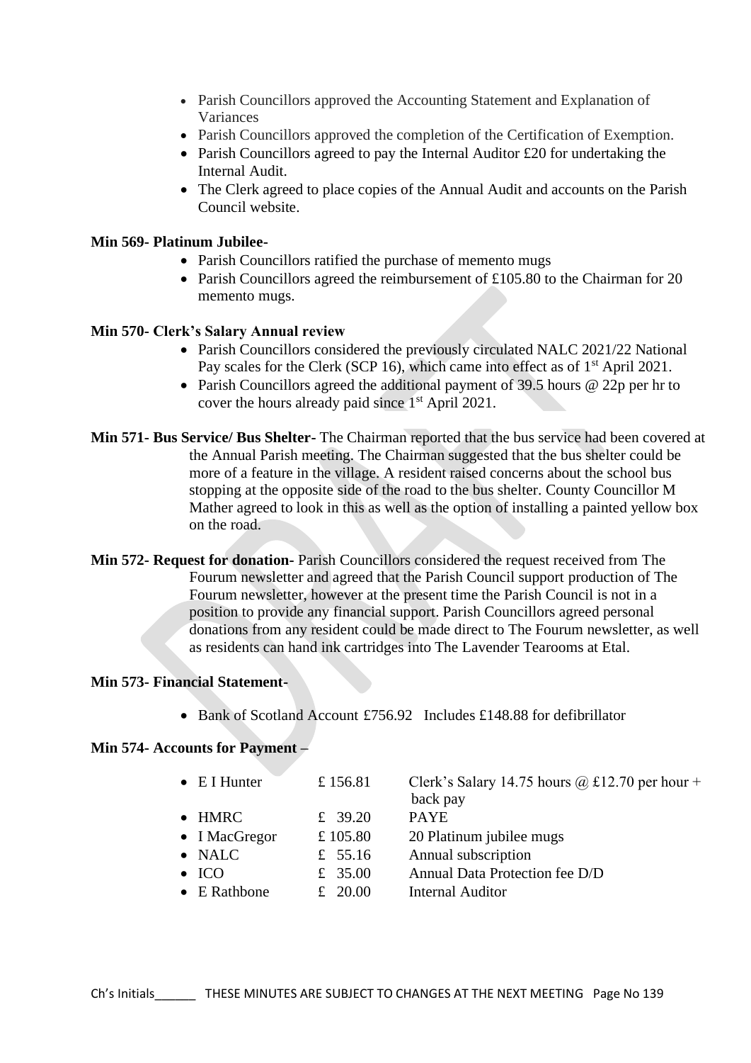- Parish Councillors approved the Accounting Statement and Explanation of Variances
- Parish Councillors approved the completion of the Certification of Exemption.
- Parish Councillors agreed to pay the Internal Auditor £20 for undertaking the Internal Audit.
- The Clerk agreed to place copies of the Annual Audit and accounts on the Parish Council website.

**Min 569- Platinum Jubilee-**

- Parish Councillors ratified the purchase of memento mugs
- Parish Councillors agreed the reimbursement of £105.80 to the Chairman for 20 memento mugs.

**Min 570- Clerk's Salary Annual review**

- Parish Councillors considered the previously circulated NALC 2021/22 National Pay scales for the Clerk (SCP 16), which came into effect as of 1st April 2021.
- Parish Councillors agreed the additional payment of 39.5 hours @ 22p per hr to cover the hours already paid since 1st April 2021.

**Min 571- Bus Service/ Bus Shelter-** The Chairman reported that the bus service had been covered at the Annual Parish meeting. The Chairman suggested that the bus shelter could be more of a feature in the village. A resident raised concerns about the school bus stopping at the opposite side of the road to the bus shelter. County Councillor M Mather agreed to look in this as well as the option of installing a painted yellow box on the road.

**Min 572- Request for donation-** Parish Councillors considered the request received from The Fourum newsletter and agreed that the Parish Council support production of The Fourum newsletter, however at the present time the Parish Council is not in a position to provide any financial support. Parish Councillors agreed personal donations from any resident could be made direct to The Fourum newsletter, as well as residents can hand ink cartridges into The Lavender Tearooms at Etal.

**Min 573- Financial Statement-**

- Bank of Scotland Account £756.92 Includes £148.88 for defibrillator

**Min 574- Accounts for Payment –**

| | | |
|---|---|---|
| • E I Hunter | £ 156.81 | Clerk's Salary 14.75 hours @ £12.70 per hour + back pay |
| • HMRC | £ 39.20 | PAYE |
| • I MacGregor | £ 105.80 | 20 Platinum jubilee mugs |
| • NALC | £ 55.16 | Annual subscription |
| • ICO | £ 35.00 | Annual Data Protection fee D/D |
| • E Rathbone | £ 20.00 | Internal Auditor |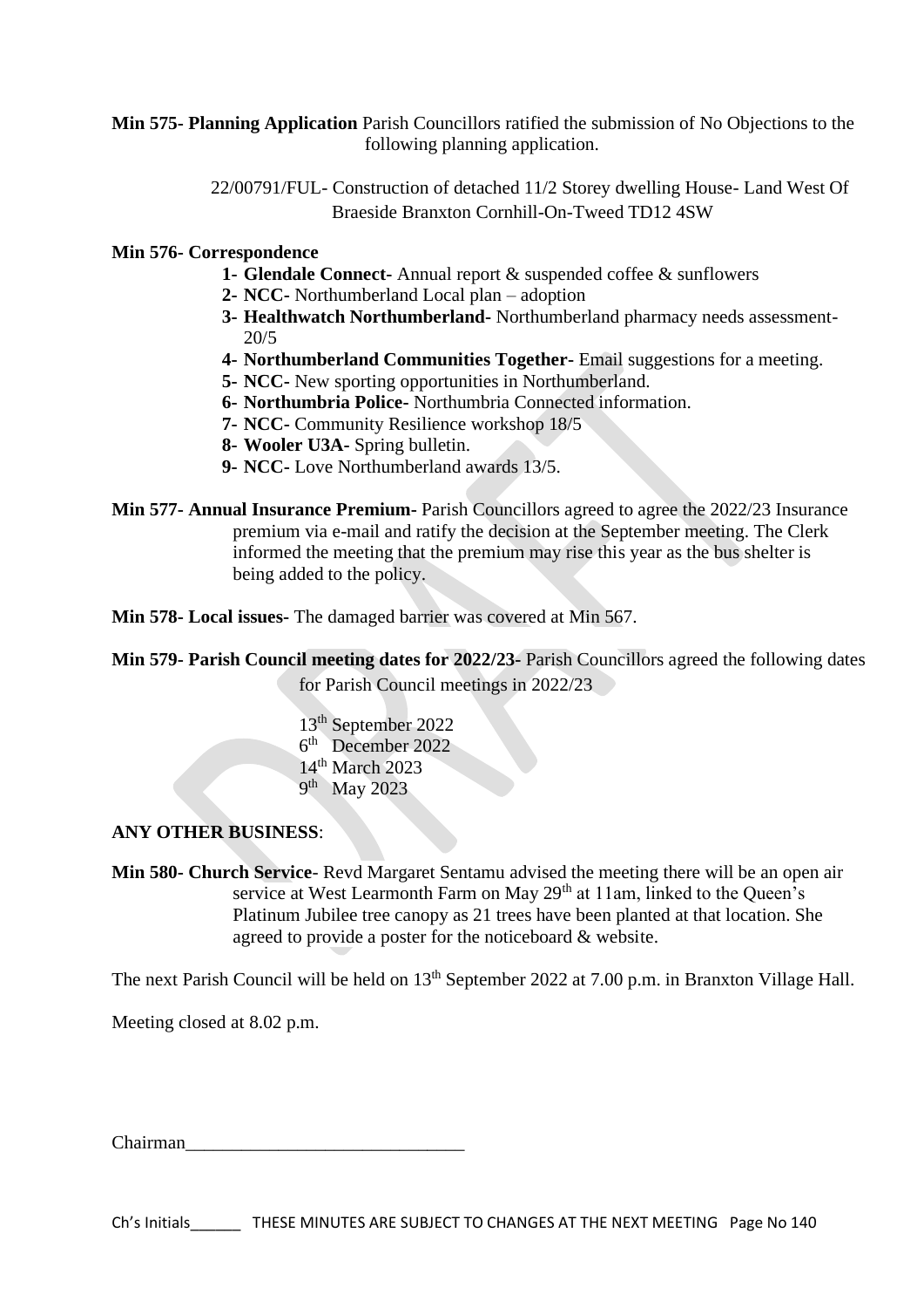**Min 575- Planning Application** Parish Councillors ratified the submission of No Objections to the following planning application.

22/00791/FUL- Construction of detached 11/2 Storey dwelling House- Land West Of Braeside Branxton Cornhill-On-Tweed TD12 4SW

**Min 576- Correspondence**

1- **Glendale Connect**- Annual report & suspended coffee & sunflowers
2- **NCC-** Northumberland Local plan – adoption
3- **Healthwatch Northumberland-** Northumberland pharmacy needs assessment- 20/5
4- **Northumberland Communities Together-** Email suggestions for a meeting.
5- **NCC-** New sporting opportunities in Northumberland.
6- **Northumbria Police-** Northumbria Connected information.
7- **NCC-** Community Resilience workshop 18/5
8- **Wooler U3A-** Spring bulletin.
9- **NCC-** Love Northumberland awards 13/5.

**Min 577- Annual Insurance Premium-** Parish Councillors agreed to agree the 2022/23 Insurance premium via e-mail and ratify the decision at the September meeting. The Clerk informed the meeting that the premium may rise this year as the bus shelter is being added to the policy.

**Min 578- Local issues-** The damaged barrier was covered at Min 567.

**Min 579- Parish Council meeting dates for 2022/23-** Parish Councillors agreed the following dates for Parish Council meetings in 2022/23

13th September 2022
6th December 2022
14th March 2023
9th May 2023

**ANY OTHER BUSINESS**:

**Min 580- Church Service**- Revd Margaret Sentamu advised the meeting there will be an open air service at West Learmonth Farm on May 29th at 11am, linked to the Queen's Platinum Jubilee tree canopy as 21 trees have been planted at that location. She agreed to provide a poster for the noticeboard & website.

The next Parish Council will be held on 13th September 2022 at 7.00 p.m. in Branxton Village Hall.

Meeting closed at 8.02 p.m.

Chairman______________________________

Ch's Initials______ THESE MINUTES ARE SUBJECT TO CHANGES AT THE NEXT MEETING